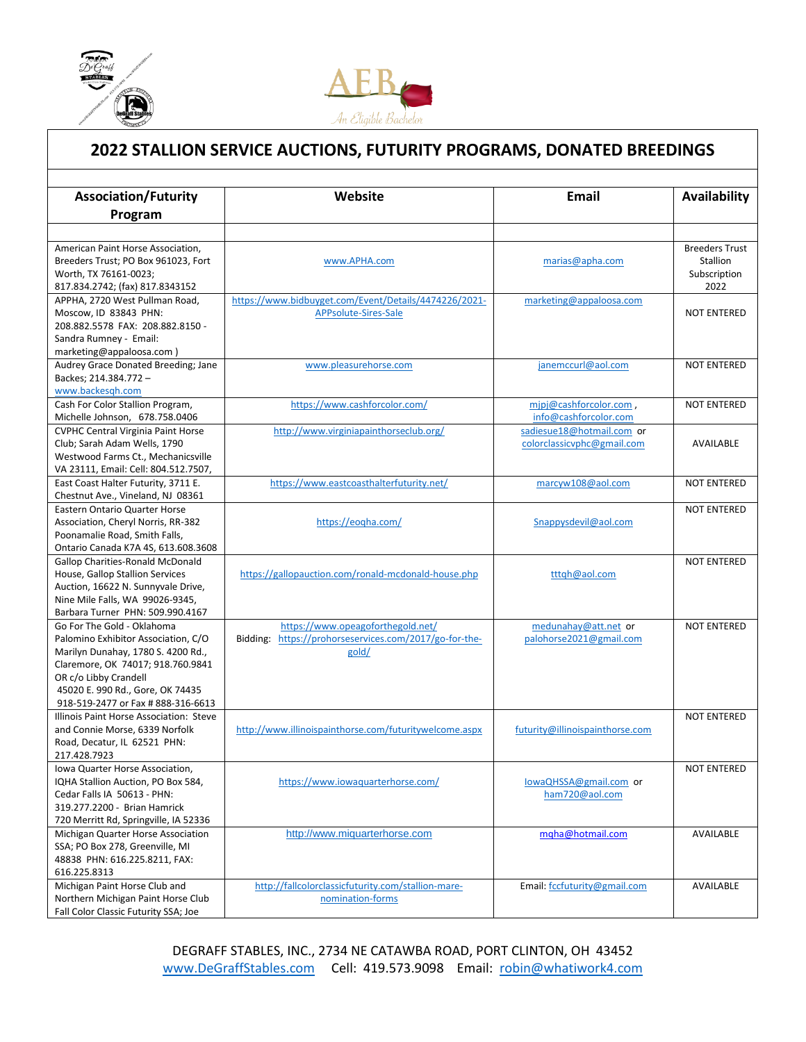# 2022 STALLION SERVICE AUCTIONS, FUTURITY PROGRAMS, DONATED BREEDINGS

| Association/Futurity Program | Website | Email | Availability |
|---|---|---|---|
| | | | |
| American Paint Horse Association, Breeders Trust; PO Box 961023, Fort Worth, TX 76161-0023; 817.834.2742; (fax) 817.8343152 | www.APHA.com | marias@apha.com | Breeders Trust Stallion Subscription 2022 |
| APPHA, 2720 West Pullman Road, Moscow, ID 83843 PHN: 208.882.5578 FAX: 208.882.8150 - Sandra Rumney - Email: marketing@appaloosa.com ) | https://www.bidbuyget.com/Event/Details/4474226/2021-APPsolute-Sires-Sale | marketing@appaloosa.com | NOT ENTERED |
| Audrey Grace Donated Breeding; Jane Backes; 214.384.772 – www.backesqh.com | www.pleasurehorse.com | janemccurl@aol.com | NOT ENTERED |
| Cash For Color Stallion Program, Michelle Johnson, 678.758.0406 | https://www.cashforcolor.com/ | mjpj@cashforcolor.com , info@cashforcolor.com | NOT ENTERED |
| CVPHC Central Virginia Paint Horse Club; Sarah Adam Wells, 1790 Westwood Farms Ct., Mechanicsville VA 23111, Email: Cell: 804.512.7507, | http://www.virginiapainthorseclub.org/ | sadiesue18@hotmail.com or colorclassicvphc@gmail.com | AVAILABLE |
| East Coast Halter Futurity, 3711 E. Chestnut Ave., Vineland, NJ 08361 | https://www.eastcoasthalterfuturity.net/ | marcyw108@aol.com | NOT ENTERED |
| Eastern Ontario Quarter Horse Association, Cheryl Norris, RR-382 Poonamalie Road, Smith Falls, Ontario Canada K7A 4S, 613.608.3608 | https://eoqha.com/ | Snappysdevil@aol.com | NOT ENTERED |
| Gallop Charities-Ronald McDonald House, Gallop Stallion Services Auction, 16622 N. Sunnyvale Drive, Nine Mile Falls, WA 99026-9345, Barbara Turner PHN: 509.990.4167 | https://gallopauction.com/ronald-mcdonald-house.php | tttqh@aol.com | NOT ENTERED |
| Go For The Gold - Oklahoma Palomino Exhibitor Association, C/O Marilyn Dunahay, 1780 S. 4200 Rd., Claremore, OK 74017; 918.760.9841 OR c/o Libby Crandell 45020 E. 990 Rd., Gore, OK 74435 918-519-2477 or Fax # 888-316-6613 | https://www.opeagoforthegold.net/ Bidding: https://prohorseservices.com/2017/go-for-the-gold/ | medunahay@att.net or palohorse2021@gmail.com | NOT ENTERED |
| Illinois Paint Horse Association: Steve and Connie Morse, 6339 Norfolk Road, Decatur, IL 62521 PHN: 217.428.7923 | http://www.illinoispainthorse.com/futuritywelcome.aspx | futurity@illinoispainthorse.com | NOT ENTERED |
| Iowa Quarter Horse Association, IQHA Stallion Auction, PO Box 584, Cedar Falls IA 50613 - PHN: 319.277.2200 - Brian Hamrick 720 Merritt Rd, Springville, IA 52336 | https://www.iowaquarterhorse.com/ | IowaQHSSA@gmail.com or ham720@aol.com | NOT ENTERED |
| Michigan Quarter Horse Association SSA; PO Box 278, Greenville, MI 48838 PHN: 616.225.8211, FAX: 616.225.8313 | http://www.miquarterhorse.com | mqha@hotmail.com | AVAILABLE |
| Michigan Paint Horse Club and Northern Michigan Paint Horse Club Fall Color Classic Futurity SSA; Joe | http://fallcolorclassicfuturity.com/stallion-mare-nomination-forms | Email: fccfuturity@gmail.com | AVAILABLE |

DEGRAFF STABLES, INC., 2734 NE CATAWBA ROAD, PORT CLINTON, OH 43452
www.DeGraffStables.com Cell: 419.573.9098 Email: robin@whatiwork4.com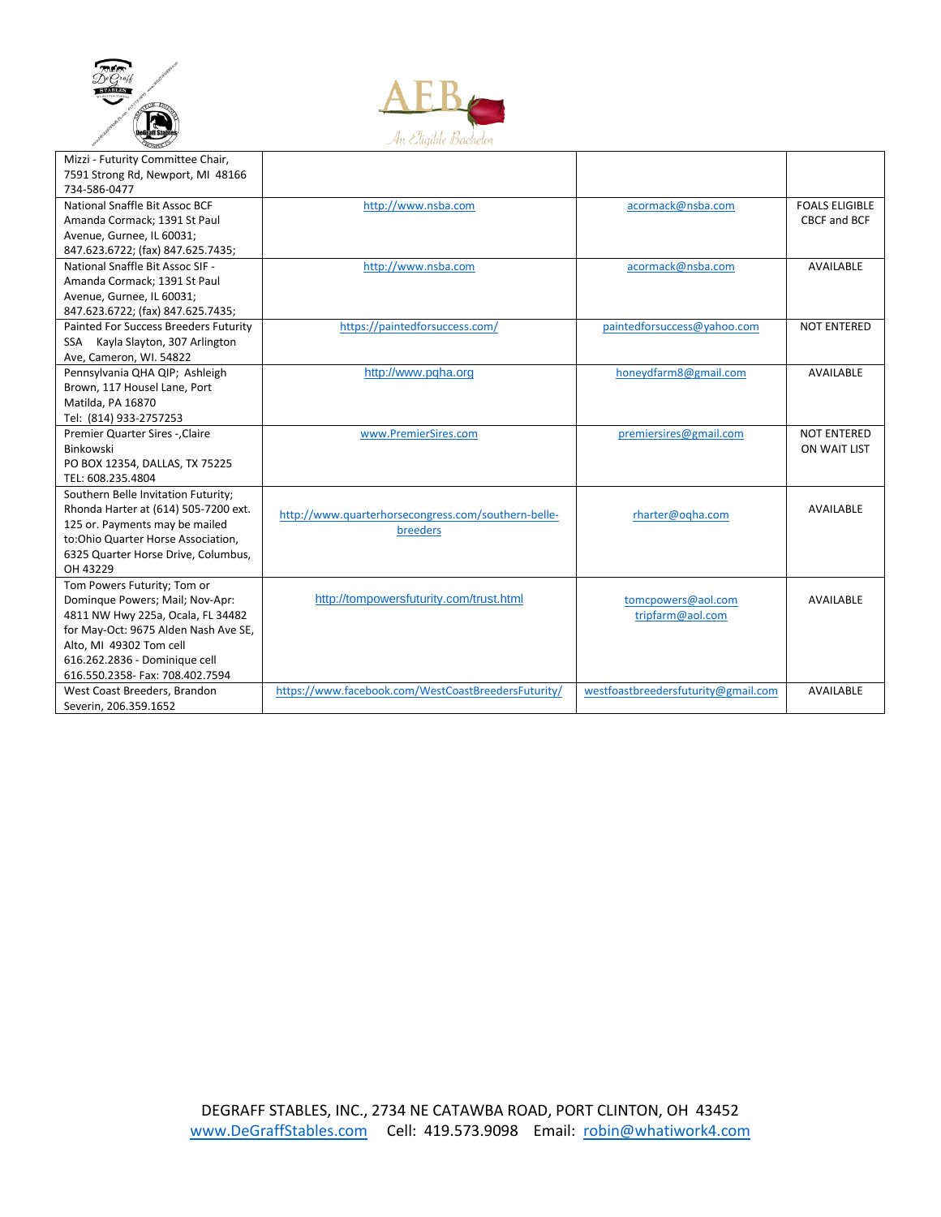| | | | |
|---|---|---|---|
| Mizzi - Futurity Committee Chair, 7591 Strong Rd, Newport, MI 48166 734-586-0477 | | | |
| National Snaffle Bit Assoc BCF Amanda Cormack; 1391 St Paul Avenue, Gurnee, IL 60031; 847.623.6722; (fax) 847.625.7435; | http://www.nsba.com | acormack@nsba.com | FOALS ELIGIBLE CBCF and BCF |
| National Snaffle Bit Assoc SIF - Amanda Cormack; 1391 St Paul Avenue, Gurnee, IL 60031; 847.623.6722; (fax) 847.625.7435; | http://www.nsba.com | acormack@nsba.com | AVAILABLE |
| Painted For Success Breeders Futurity SSA Kayla Slayton, 307 Arlington Ave, Cameron, WI. 54822 | https://paintedforsuccess.com/ | paintedforsuccess@yahoo.com | NOT ENTERED |
| Pennsylvania QHA QIP; Ashleigh Brown, 117 Housel Lane, Port Matilda, PA 16870 Tel: (814) 933-2757253 | http://www.pqha.org | honeydfarm8@gmail.com | AVAILABLE |
| Premier Quarter Sires -,Claire Binkowski PO BOX 12354, DALLAS, TX 75225 TEL: 608.235.4804 | www.PremierSires.com | premiersires@gmail.com | NOT ENTERED ON WAIT LIST |
| Southern Belle Invitation Futurity; Rhonda Harter at (614) 505-7200 ext. 125 or. Payments may be mailed to:Ohio Quarter Horse Association, 6325 Quarter Horse Drive, Columbus, OH 43229 | http://www.quarterhorsecongress.com/southern-belle-breeders | rharter@oqha.com | AVAILABLE |
| Tom Powers Futurity; Tom or Dominque Powers; Mail; Nov-Apr: 4811 NW Hwy 225a, Ocala, FL 34482 for May-Oct: 9675 Alden Nash Ave SE, Alto, MI 49302 Tom cell 616.262.2836 - Dominique cell 616.550.2358- Fax: 708.402.7594 | http://tompowersfuturity.com/trust.html | tomcpowers@aol.com tripfarm@aol.com | AVAILABLE |
| West Coast Breeders, Brandon Severin, 206.359.1652 | https://www.facebook.com/WestCoastBreedersFuturity/ | westfoastbreedersfuturity@gmail.com | AVAILABLE |

DEGRAFF STABLES, INC., 2734 NE CATAWBA ROAD, PORT CLINTON, OH 43452
www.DeGraffStables.com Cell: 419.573.9098 Email: robin@whatiwork4.com